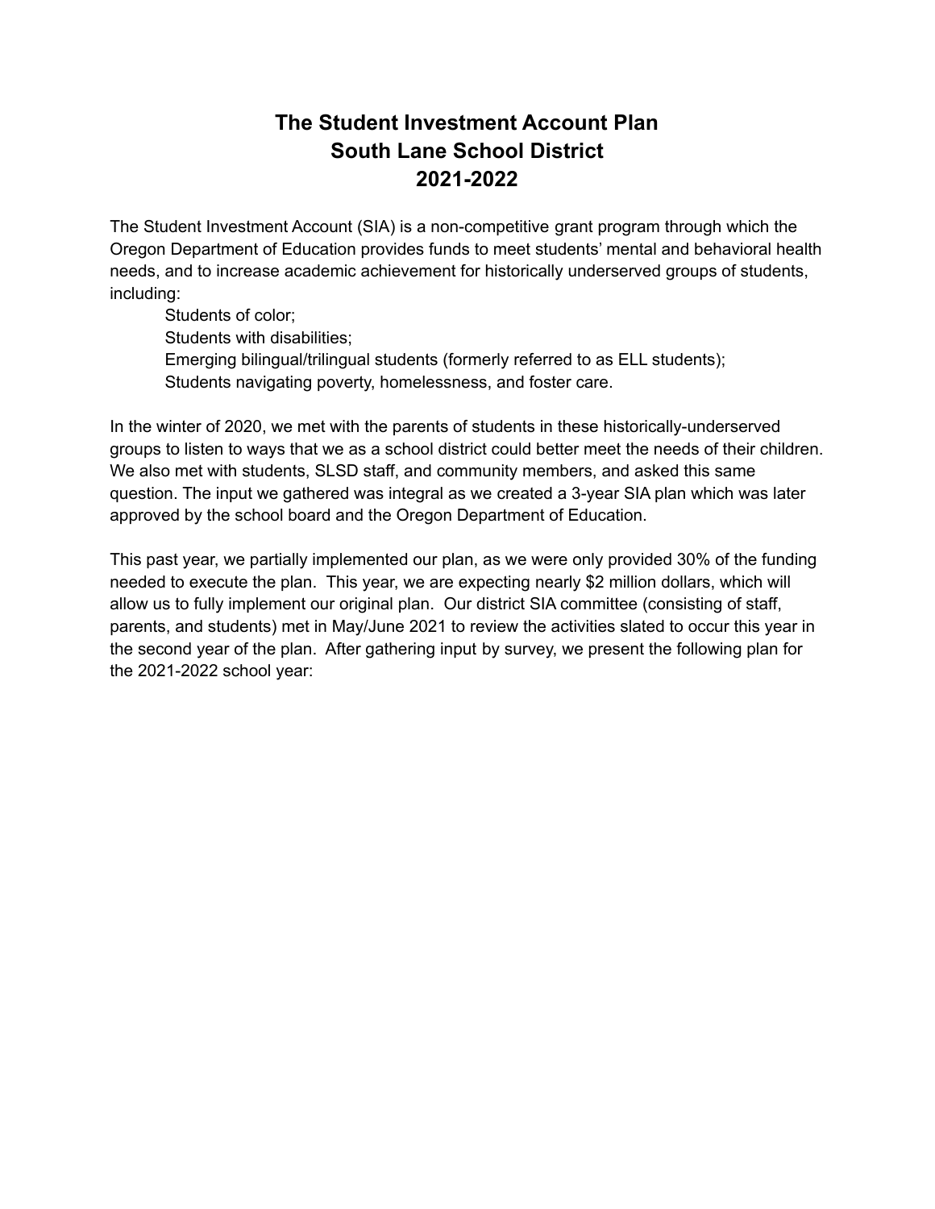# The Student Investment Account Plan
# South Lane School District
# 2021-2022

The Student Investment Account (SIA) is a non-competitive grant program through which the Oregon Department of Education provides funds to meet students' mental and behavioral health needs, and to increase academic achievement for historically underserved groups of students, including:

- Students of color;
- Students with disabilities;
- Emerging bilingual/trilingual students (formerly referred to as ELL students);
- Students navigating poverty, homelessness, and foster care.

In the winter of 2020, we met with the parents of students in these historically-underserved groups to listen to ways that we as a school district could better meet the needs of their children. We also met with students, SLSD staff, and community members, and asked this same question. The input we gathered was integral as we created a 3-year SIA plan which was later approved by the school board and the Oregon Department of Education.

This past year, we partially implemented our plan, as we were only provided 30% of the funding needed to execute the plan. This year, we are expecting nearly $2 million dollars, which will allow us to fully implement our original plan. Our district SIA committee (consisting of staff, parents, and students) met in May/June 2021 to review the activities slated to occur this year in the second year of the plan. After gathering input by survey, we present the following plan for the 2021-2022 school year: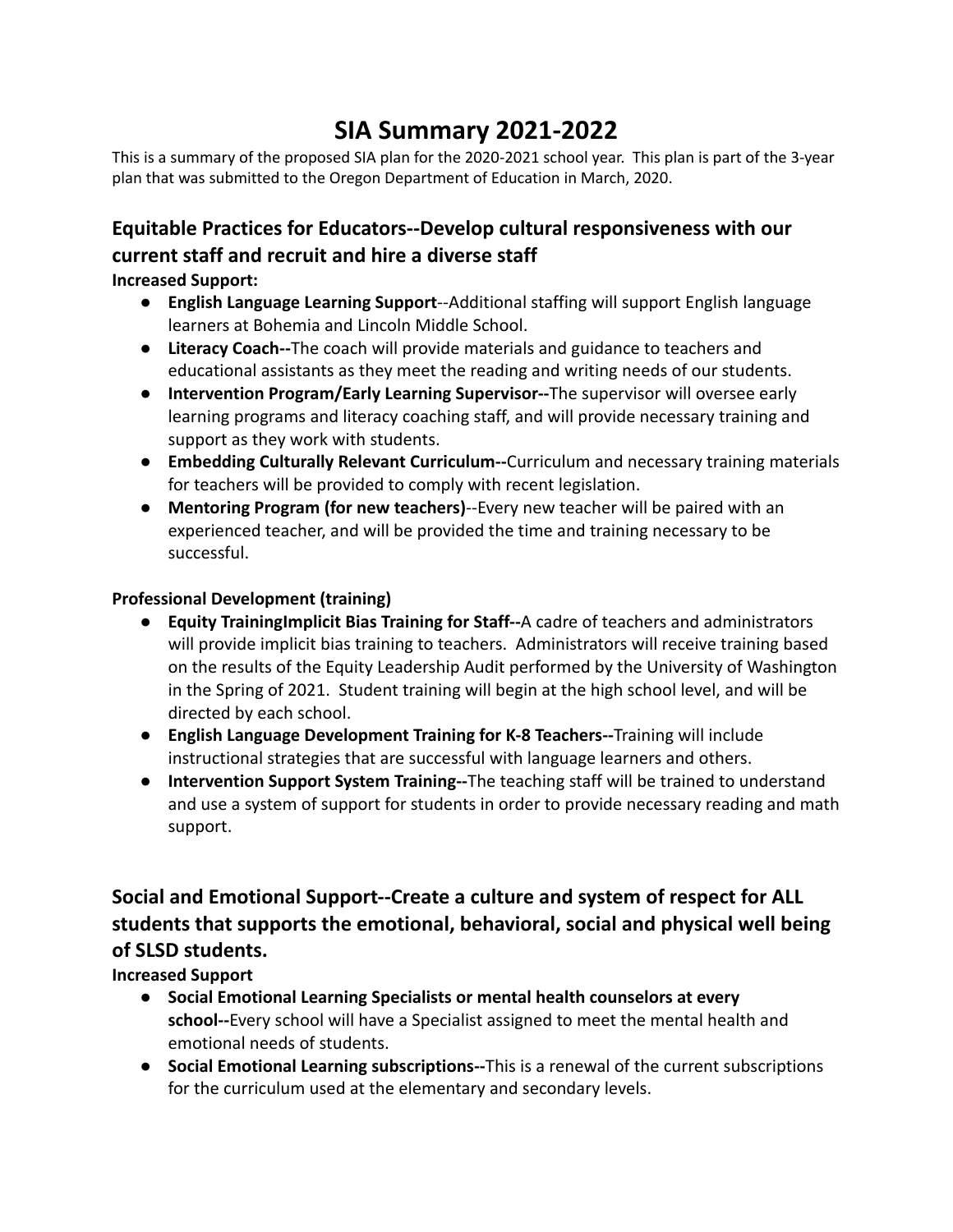# SIA Summary 2021-2022

This is a summary of the proposed SIA plan for the 2020-2021 school year. This plan is part of the 3-year plan that was submitted to the Oregon Department of Education in March, 2020.

## Equitable Practices for Educators--Develop cultural responsiveness with our current staff and recruit and hire a diverse staff

**Increased Support:**

- **English Language Learning Support**--Additional staffing will support English language learners at Bohemia and Lincoln Middle School.
- **Literacy Coach--**The coach will provide materials and guidance to teachers and educational assistants as they meet the reading and writing needs of our students.
- **Intervention Program/Early Learning Supervisor--**The supervisor will oversee early learning programs and literacy coaching staff, and will provide necessary training and support as they work with students.
- **Embedding Culturally Relevant Curriculum--**Curriculum and necessary training materials for teachers will be provided to comply with recent legislation.
- **Mentoring Program (for new teachers)**--Every new teacher will be paired with an experienced teacher, and will be provided the time and training necessary to be successful.

**Professional Development (training)**

- **Equity TrainingImplicit Bias Training for Staff--**A cadre of teachers and administrators will provide implicit bias training to teachers. Administrators will receive training based on the results of the Equity Leadership Audit performed by the University of Washington in the Spring of 2021. Student training will begin at the high school level, and will be directed by each school.
- **English Language Development Training for K-8 Teachers--**Training will include instructional strategies that are successful with language learners and others.
- **Intervention Support System Training--**The teaching staff will be trained to understand and use a system of support for students in order to provide necessary reading and math support.

## Social and Emotional Support--Create a culture and system of respect for ALL students that supports the emotional, behavioral, social and physical well being of SLSD students.

**Increased Support**

- **Social Emotional Learning Specialists or mental health counselors at every school--**Every school will have a Specialist assigned to meet the mental health and emotional needs of students.
- **Social Emotional Learning subscriptions--**This is a renewal of the current subscriptions for the curriculum used at the elementary and secondary levels.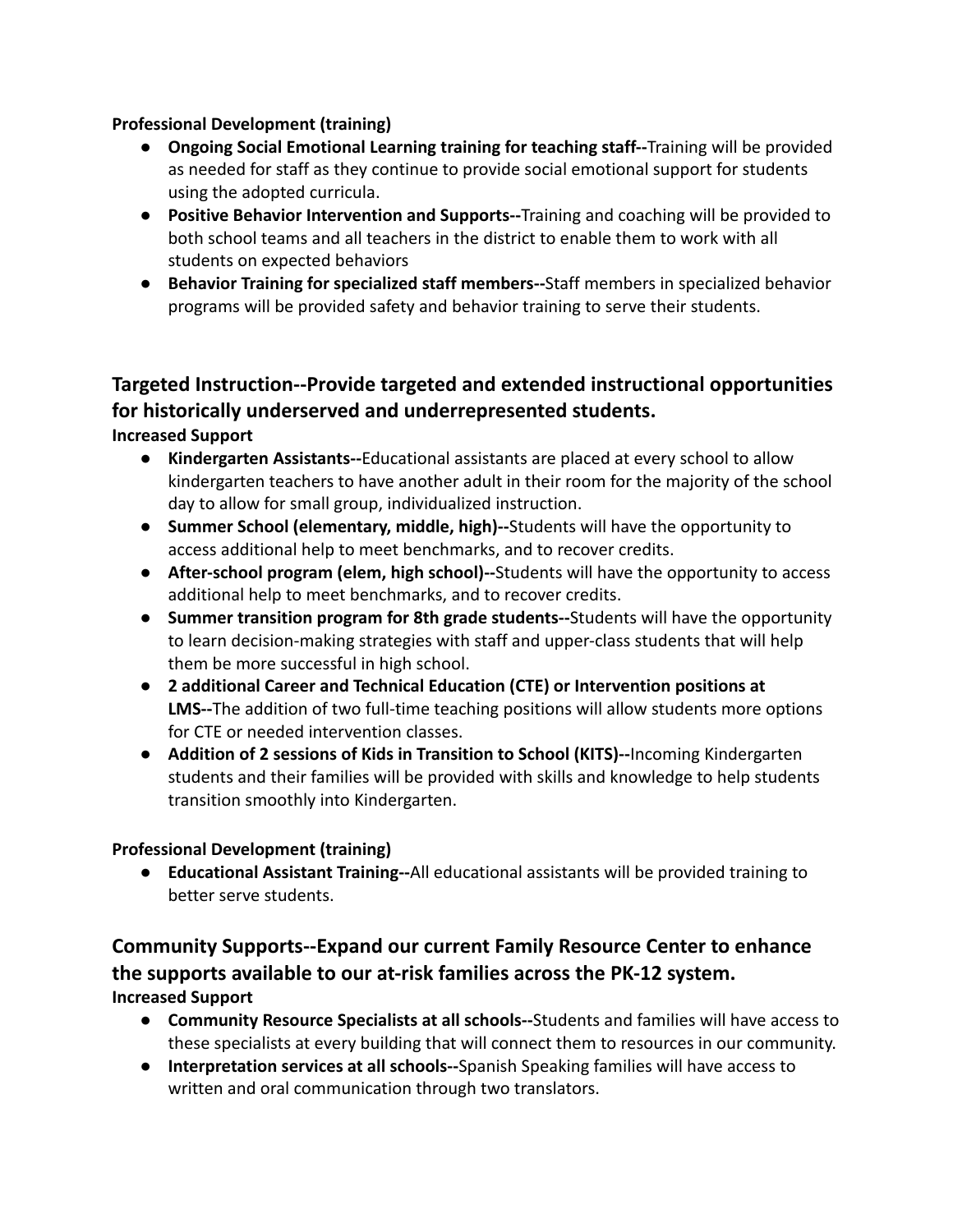**Professional Development (training)**

- **Ongoing Social Emotional Learning training for teaching staff--**Training will be provided as needed for staff as they continue to provide social emotional support for students using the adopted curricula.
- **Positive Behavior Intervention and Supports--**Training and coaching will be provided to both school teams and all teachers in the district to enable them to work with all students on expected behaviors
- **Behavior Training for specialized staff members--**Staff members in specialized behavior programs will be provided safety and behavior training to serve their students.

## Targeted Instruction--Provide targeted and extended instructional opportunities for historically underserved and underrepresented students.

**Increased Support**

- **Kindergarten Assistants--**Educational assistants are placed at every school to allow kindergarten teachers to have another adult in their room for the majority of the school day to allow for small group, individualized instruction.
- **Summer School (elementary, middle, high)--**Students will have the opportunity to access additional help to meet benchmarks, and to recover credits.
- **After-school program (elem, high school)--**Students will have the opportunity to access additional help to meet benchmarks, and to recover credits.
- **Summer transition program for 8th grade students--**Students will have the opportunity to learn decision-making strategies with staff and upper-class students that will help them be more successful in high school.
- **2 additional Career and Technical Education (CTE) or Intervention positions at LMS--**The addition of two full-time teaching positions will allow students more options for CTE or needed intervention classes.
- **Addition of 2 sessions of Kids in Transition to School (KITS)--**Incoming Kindergarten students and their families will be provided with skills and knowledge to help students transition smoothly into Kindergarten.

**Professional Development (training)**

- **Educational Assistant Training--**All educational assistants will be provided training to better serve students.

## Community Supports--Expand our current Family Resource Center to enhance the supports available to our at-risk families across the PK-12 system.

**Increased Support**

- **Community Resource Specialists at all schools--**Students and families will have access to these specialists at every building that will connect them to resources in our community.
- **Interpretation services at all schools--**Spanish Speaking families will have access to written and oral communication through two translators.